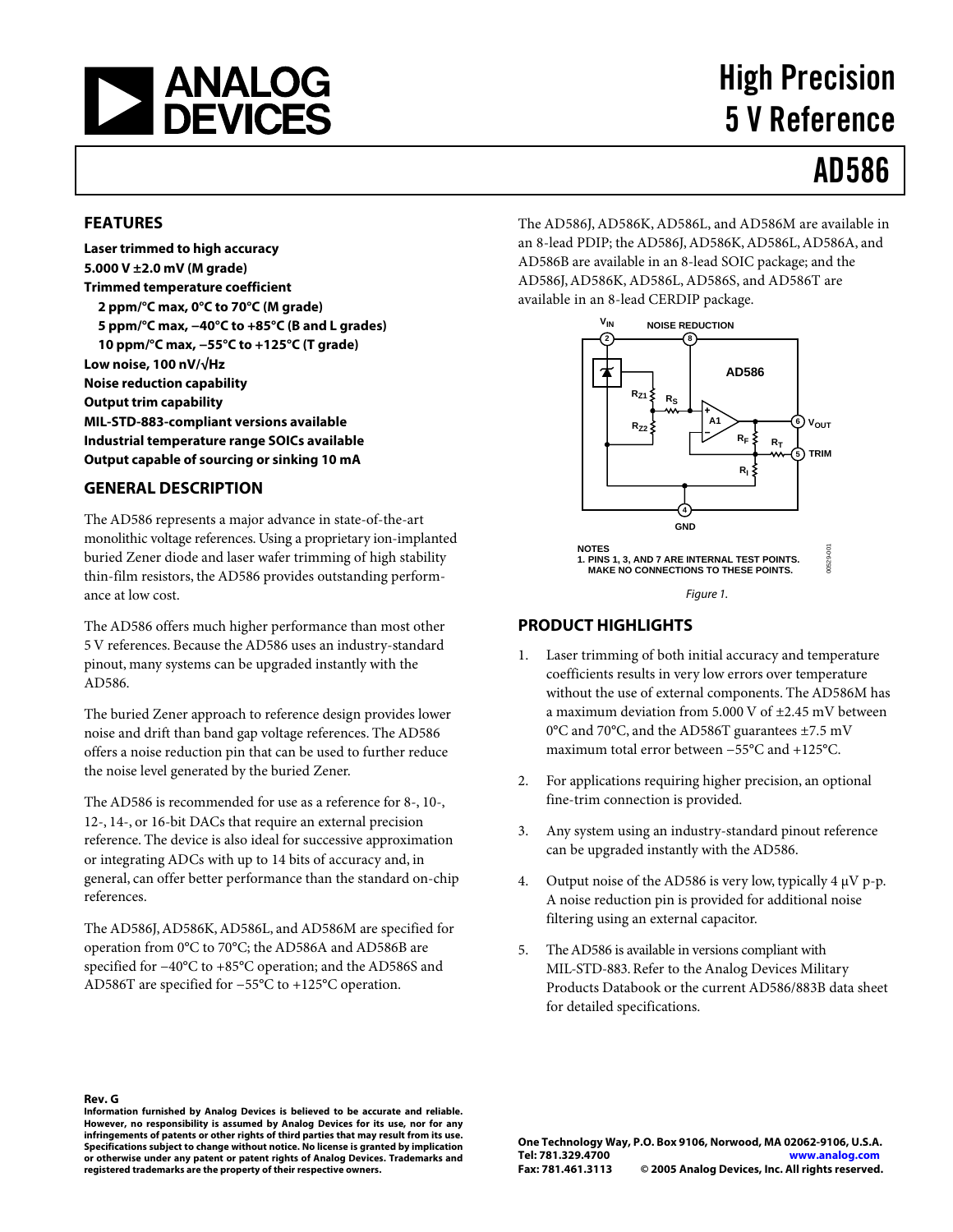# High Precision 5 V Reference

# AD586

## FEATURES

**Laser trimmed to high accuracy**
**5.000 V ±2.0 mV (M grade)**
**Trimmed temperature coefficient**
- **2 ppm/°C max, 0°C to 70°C (M grade)**
- **5 ppm/°C max, −40°C to +85°C (B and L grades)**
- **10 ppm/°C max, −55°C to +125°C (T grade)**

**Low noise, 100 nV/√Hz**
**Noise reduction capability**
**Output trim capability**
**MIL-STD-883-compliant versions available**
**Industrial temperature range SOICs available**
**Output capable of sourcing or sinking 10 mA**

## GENERAL DESCRIPTION

The AD586 represents a major advance in state-of-the-art monolithic voltage references. Using a proprietary ion-implanted buried Zener diode and laser wafer trimming of high stability thin-film resistors, the AD586 provides outstanding performance at low cost.

The AD586 offers much higher performance than most other 5 V references. Because the AD586 uses an industry-standard pinout, many systems can be upgraded instantly with the AD586.

The buried Zener approach to reference design provides lower noise and drift than band gap voltage references. The AD586 offers a noise reduction pin that can be used to further reduce the noise level generated by the buried Zener.

The AD586 is recommended for use as a reference for 8-, 10-, 12-, 14-, or 16-bit DACs that require an external precision reference. The device is also ideal for successive approximation or integrating ADCs with up to 14 bits of accuracy and, in general, can offer better performance than the standard on-chip references.

The AD586J, AD586K, AD586L, and AD586M are specified for operation from 0°C to 70°C; the AD586A and AD586B are specified for −40°C to +85°C operation; and the AD586S and AD586T are specified for −55°C to +125°C operation.

The AD586J, AD586K, AD586L, and AD586M are available in an 8-lead PDIP; the AD586J, AD586K, AD586L, AD586A, and AD586B are available in an 8-lead SOIC package; and the AD586J, AD586K, AD586L, AD586S, and AD586T are available in an 8-lead CERDIP package.

NOTES
1. PINS 1, 3, AND 7 ARE INTERNAL TEST POINTS. MAKE NO CONNECTIONS TO THESE POINTS.

*Figure 1.*

## PRODUCT HIGHLIGHTS

1. Laser trimming of both initial accuracy and temperature coefficients results in very low errors over temperature without the use of external components. The AD586M has a maximum deviation from 5.000 V of ±2.45 mV between 0°C and 70°C, and the AD586T guarantees ±7.5 mV maximum total error between −55°C and +125°C.
2. For applications requiring higher precision, an optional fine-trim connection is provided.
3. Any system using an industry-standard pinout reference can be upgraded instantly with the AD586.
4. Output noise of the AD586 is very low, typically 4 μV p-p. A noise reduction pin is provided for additional noise filtering using an external capacitor.
5. The AD586 is available in versions compliant with MIL-STD-883. Refer to the Analog Devices Military Products Databook or the current AD586/883B data sheet for detailed specifications.

**Rev. G**
**Information furnished by Analog Devices is believed to be accurate and reliable. However, no responsibility is assumed by Analog Devices for its use, nor for any infringements of patents or other rights of third parties that may result from its use. Specifications subject to change without notice. No license is granted by implication or otherwise under any patent or patent rights of Analog Devices. Trademarks and registered trademarks are the property of their respective owners.**

**One Technology Way, P.O. Box 9106, Norwood, MA 02062-9106, U.S.A.**
**Tel: 781.329.4700** **www.analog.com**
**Fax: 781.461.3113** **© 2005 Analog Devices, Inc. All rights reserved.**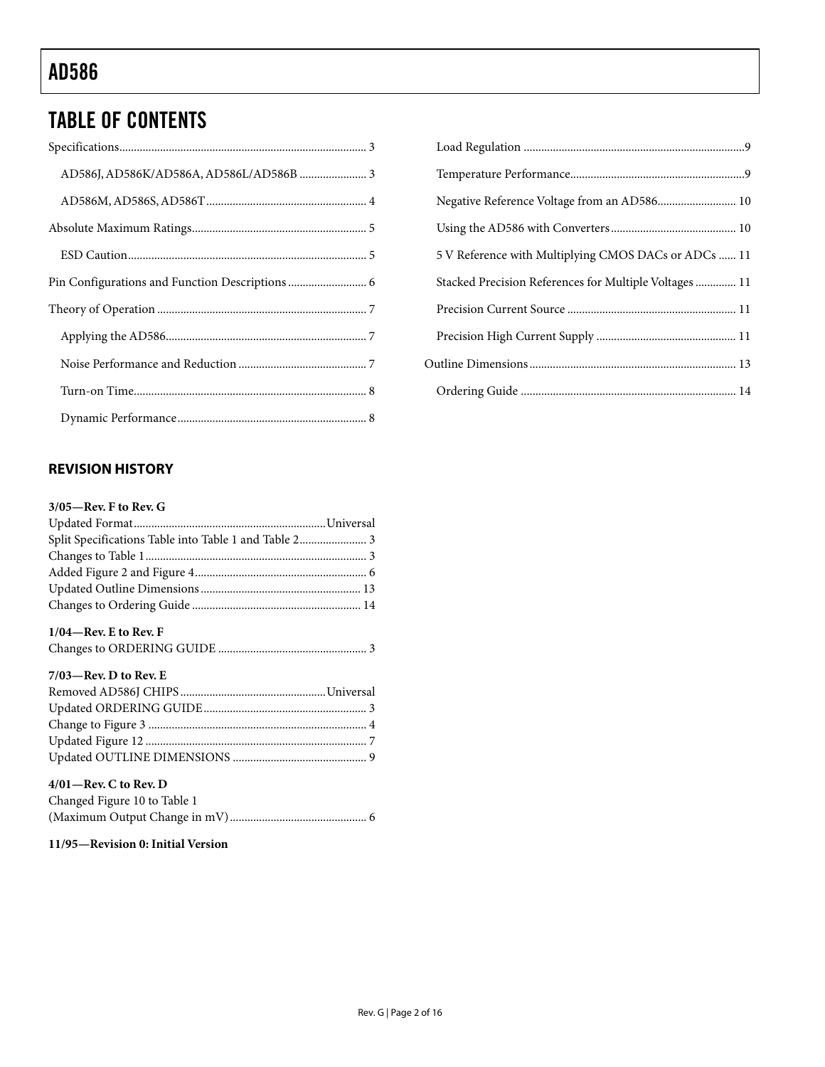## TABLE OF CONTENTS

Specifications .... 3

- AD586J, AD586K/AD586A, AD586L/AD586B .... 3
- AD586M, AD586S, AD586T .... 4

Absolute Maximum Ratings .... 5

- ESD Caution .... 5

Pin Configurations and Function Descriptions .... 6

Theory of Operation .... 7

- Applying the AD586 .... 7
- Noise Performance and Reduction .... 7
- Turn-on Time .... 8
- Dynamic Performance .... 8
- Load Regulation .... 9
- Temperature Performance .... 9
- Negative Reference Voltage from an AD586 .... 10
- Using the AD586 with Converters .... 10
- 5 V Reference with Multiplying CMOS DACs or ADCs .... 11
- Stacked Precision References for Multiple Voltages .... 11
- Precision Current Source .... 11
- Precision High Current Supply .... 11

Outline Dimensions .... 13

- Ordering Guide .... 14

### REVISION HISTORY

**3/05—Rev. F to Rev. G**

Updated Format .... Universal
Split Specifications Table into Table 1 and Table 2 .... 3
Changes to Table 1 .... 3
Added Figure 2 and Figure 4 .... 6
Updated Outline Dimensions .... 13
Changes to Ordering Guide .... 14

**1/04—Rev. E to Rev. F**

Changes to ORDERING GUIDE .... 3

**7/03—Rev. D to Rev. E**

Removed AD586J CHIPS .... Universal
Updated ORDERING GUIDE .... 3
Change to Figure 3 .... 4
Updated Figure 12 .... 7
Updated OUTLINE DIMENSIONS .... 9

**4/01—Rev. C to Rev. D**

Changed Figure 10 to Table 1
(Maximum Output Change in mV) .... 6

**11/95—Revision 0: Initial Version**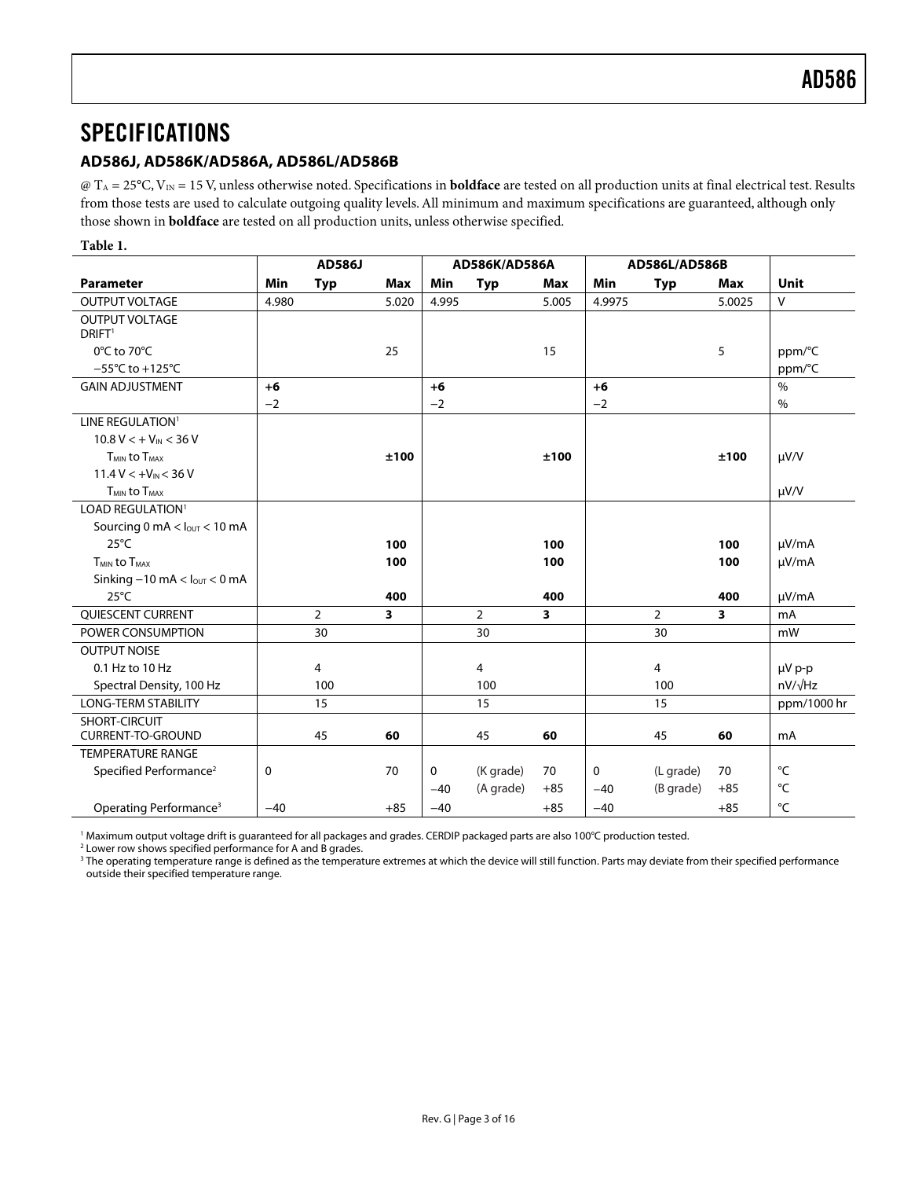# SPECIFICATIONS

## AD586J, AD586K/AD586A, AD586L/AD586B

@ $T_A$ = 25°C, $V_{IN}$ = 15 V, unless otherwise noted. Specifications in **boldface** are tested on all production units at final electrical test. Results from those tests are used to calculate outgoing quality levels. All minimum and maximum specifications are guaranteed, although only those shown in **boldface** are tested on all production units, unless otherwise specified.

**Table 1.**

| | AD586J | | | AD586K/AD586A | | | AD586L/AD586B | | | |
|---|---|---|---|---|---|---|---|---|---|---|
| **Parameter** | **Min** | **Typ** | **Max** | **Min** | **Typ** | **Max** | **Min** | **Typ** | **Max** | **Unit** |
| OUTPUT VOLTAGE | 4.980 | | 5.020 | 4.995 | | 5.005 | 4.9975 | | 5.0025 | V |
| OUTPUT VOLTAGE DRIFT[1] | | | | | | | | | | |
| 0°C to 70°C | | | 25 | | | 15 | | | 5 | ppm/°C |
| −55°C to +125°C | | | | | | | | | | ppm/°C |
| GAIN ADJUSTMENT | **+6** | | | **+6** | | | **+6** | | | % |
| | −2 | | | −2 | | | −2 | | | % |
| LINE REGULATION[1] | | | | | | | | | | |
| 10.8 V < + $V_{IN}$ < 36 V | | | | | | | | | | |
| $T_{MIN}$ to $T_{MAX}$ | | | **±100** | | | **±100** | | | **±100** | µV/V |
| 11.4 V < +$V_{IN}$ < 36 V | | | | | | | | | | |
| $T_{MIN}$ to $T_{MAX}$ | | | | | | | | | | µV/V |
| LOAD REGULATION[1] | | | | | | | | | | |
| Sourcing 0 mA < $I_{OUT}$ < 10 mA | | | | | | | | | | |
| 25°C | | | **100** | | | **100** | | | **100** | µV/mA |
| $T_{MIN}$ to $T_{MAX}$ | | | **100** | | | **100** | | | **100** | µV/mA |
| Sinking −10 mA < $I_{OUT}$ < 0 mA | | | | | | | | | | |
| 25°C | | | **400** | | | **400** | | | **400** | µV/mA |
| QUIESCENT CURRENT | | 2 | **3** | | 2 | **3** | | 2 | **3** | mA |
| POWER CONSUMPTION | | 30 | | | 30 | | | 30 | | mW |
| OUTPUT NOISE | | | | | | | | | | |
| 0.1 Hz to 10 Hz | | 4 | | | 4 | | | 4 | | µV p-p |
| Spectral Density, 100 Hz | | 100 | | | 100 | | | 100 | | nV/√Hz |
| LONG-TERM STABILITY | | 15 | | | 15 | | | 15 | | ppm/1000 hr |
| SHORT-CIRCUIT CURRENT-TO-GROUND | | 45 | **60** | | 45 | **60** | | 45 | **60** | mA |
| TEMPERATURE RANGE | | | | | | | | | | |
| Specified Performance[2] | 0 | | 70 | 0 | (K grade) | 70 | 0 | (L grade) | 70 | °C |
| | | | | −40 | (A grade) | +85 | −40 | (B grade) | +85 | °C |
| Operating Performance[3] | −40 | | +85 | −40 | | +85 | −40 | | +85 | °C |

[1] Maximum output voltage drift is guaranteed for all packages and grades. CERDIP packaged parts are also 100°C production tested.

[2] Lower row shows specified performance for A and B grades.

[3] The operating temperature range is defined as the temperature extremes at which the device will still function. Parts may deviate from their specified performance outside their specified temperature range.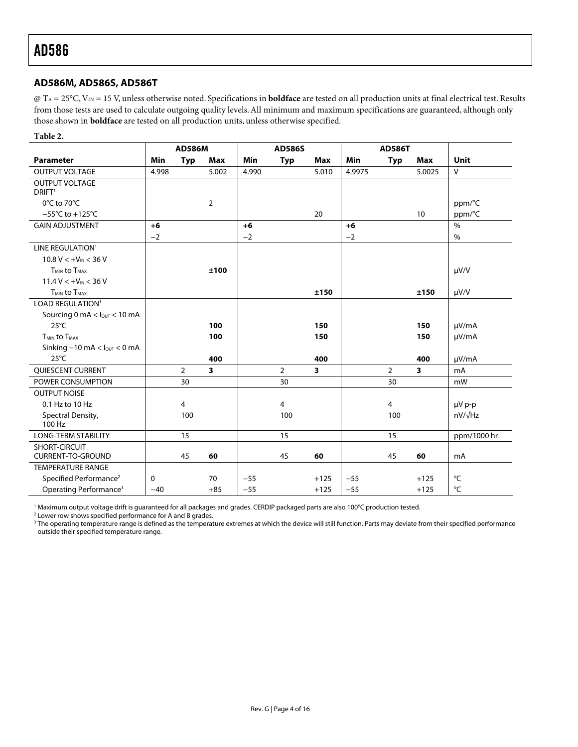### AD586M, AD586S, AD586T

@ $T_A$ = 25°C, $V_{IN}$ = 15 V, unless otherwise noted. Specifications in **boldface** are tested on all production units at final electrical test. Results from those tests are used to calculate outgoing quality levels. All minimum and maximum specifications are guaranteed, although only those shown in **boldface** are tested on all production units, unless otherwise specified.

**Table 2.**

| | AD586M | | | AD586S | | | AD586T | | | |
|---|---|---|---|---|---|---|---|---|---|---|
| **Parameter** | **Min** | **Typ** | **Max** | **Min** | **Typ** | **Max** | **Min** | **Typ** | **Max** | **Unit** |
| OUTPUT VOLTAGE | 4.998 | | 5.002 | 4.990 | | 5.010 | 4.9975 | | 5.0025 | V |
| OUTPUT VOLTAGE DRIFT[1] | | | | | | | | | | |
| 0°C to 70°C | | | 2 | | | | | | | ppm/°C |
| −55°C to +125°C | | | | | | 20 | | | 10 | ppm/°C |
| GAIN ADJUSTMENT | **+6** | | | **+6** | | | **+6** | | | % |
| | −2 | | | −2 | | | −2 | | | % |
| LINE REGULATION[1] | | | | | | | | | | |
| 10.8 V < $+V_{IN}$ < 36 V | | | | | | | | | | |
| $T_{MIN}$ to $T_{MAX}$ | | | **±100** | | | | | | | μV/V |
| 11.4 V < $+V_{IN}$ < 36 V | | | | | | | | | | |
| $T_{MIN}$ to $T_{MAX}$ | | | | | | **±150** | | | **±150** | μV/V |
| LOAD REGULATION[1] | | | | | | | | | | |
| Sourcing 0 mA < $I_{OUT}$ < 10 mA | | | | | | | | | | |
| 25°C | | | **100** | | | **150** | | | **150** | μV/mA |
| $T_{MIN}$ to $T_{MAX}$ | | | **100** | | | **150** | | | **150** | μV/mA |
| Sinking −10 mA < $I_{OUT}$ < 0 mA | | | | | | | | | | |
| 25°C | | | **400** | | | **400** | | | **400** | μV/mA |
| QUIESCENT CURRENT | | 2 | **3** | | 2 | **3** | | 2 | **3** | mA |
| POWER CONSUMPTION | | 30 | | | 30 | | | 30 | | mW |
| OUTPUT NOISE | | | | | | | | | | |
| 0.1 Hz to 10 Hz | | 4 | | | 4 | | | 4 | | μV p-p |
| Spectral Density, 100 Hz | | 100 | | | 100 | | | 100 | | nV/√Hz |
| LONG-TERM STABILITY | | 15 | | | 15 | | | 15 | | ppm/1000 hr |
| SHORT-CIRCUIT CURRENT-TO-GROUND | | 45 | **60** | | 45 | **60** | | 45 | **60** | mA |
| TEMPERATURE RANGE | | | | | | | | | | |
| Specified Performance[2] | 0 | | 70 | −55 | | +125 | −55 | | +125 | °C |
| Operating Performance[3] | −40 | | +85 | −55 | | +125 | −55 | | +125 | °C |

[1] Maximum output voltage drift is guaranteed for all packages and grades. CERDIP packaged parts are also 100°C production tested.

[2] Lower row shows specified performance for A and B grades.

[3] The operating temperature range is defined as the temperature extremes at which the device will still function. Parts may deviate from their specified performance outside their specified temperature range.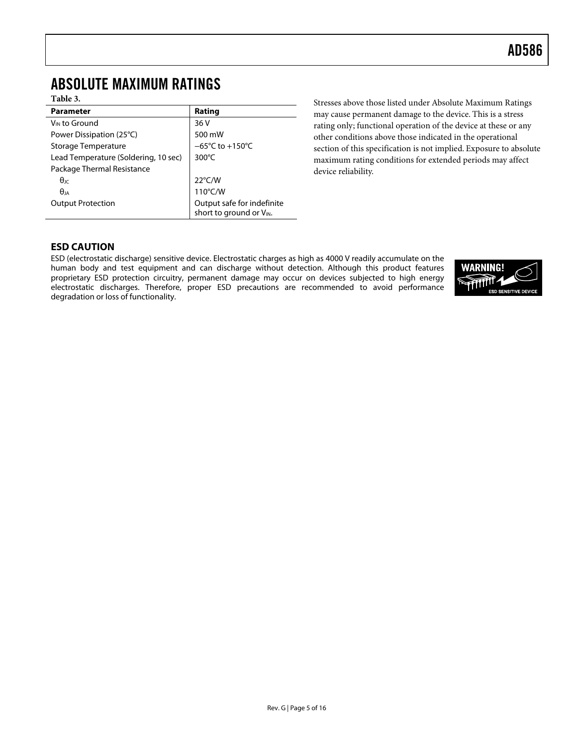## ABSOLUTE MAXIMUM RATINGS

**Table 3.**

| Parameter | Rating |
|---|---|
| $V_{IN}$ to Ground | 36 V |
| Power Dissipation (25°C) | 500 mW |
| Storage Temperature | −65°C to +150°C |
| Lead Temperature (Soldering, 10 sec) | 300°C |
| Package Thermal Resistance | |
| $\theta_{JC}$ | 22°C/W |
| $\theta_{JA}$ | 110°C/W |
| Output Protection | Output safe for indefinite short to ground or $V_{IN}$. |

Stresses above those listed under Absolute Maximum Ratings may cause permanent damage to the device. This is a stress rating only; functional operation of the device at these or any other conditions above those indicated in the operational section of this specification is not implied. Exposure to absolute maximum rating conditions for extended periods may affect device reliability.

### ESD CAUTION

ESD (electrostatic discharge) sensitive device. Electrostatic charges as high as 4000 V readily accumulate on the human body and test equipment and can discharge without detection. Although this product features proprietary ESD protection circuitry, permanent damage may occur on devices subjected to high energy electrostatic discharges. Therefore, proper ESD precautions are recommended to avoid performance degradation or loss of functionality.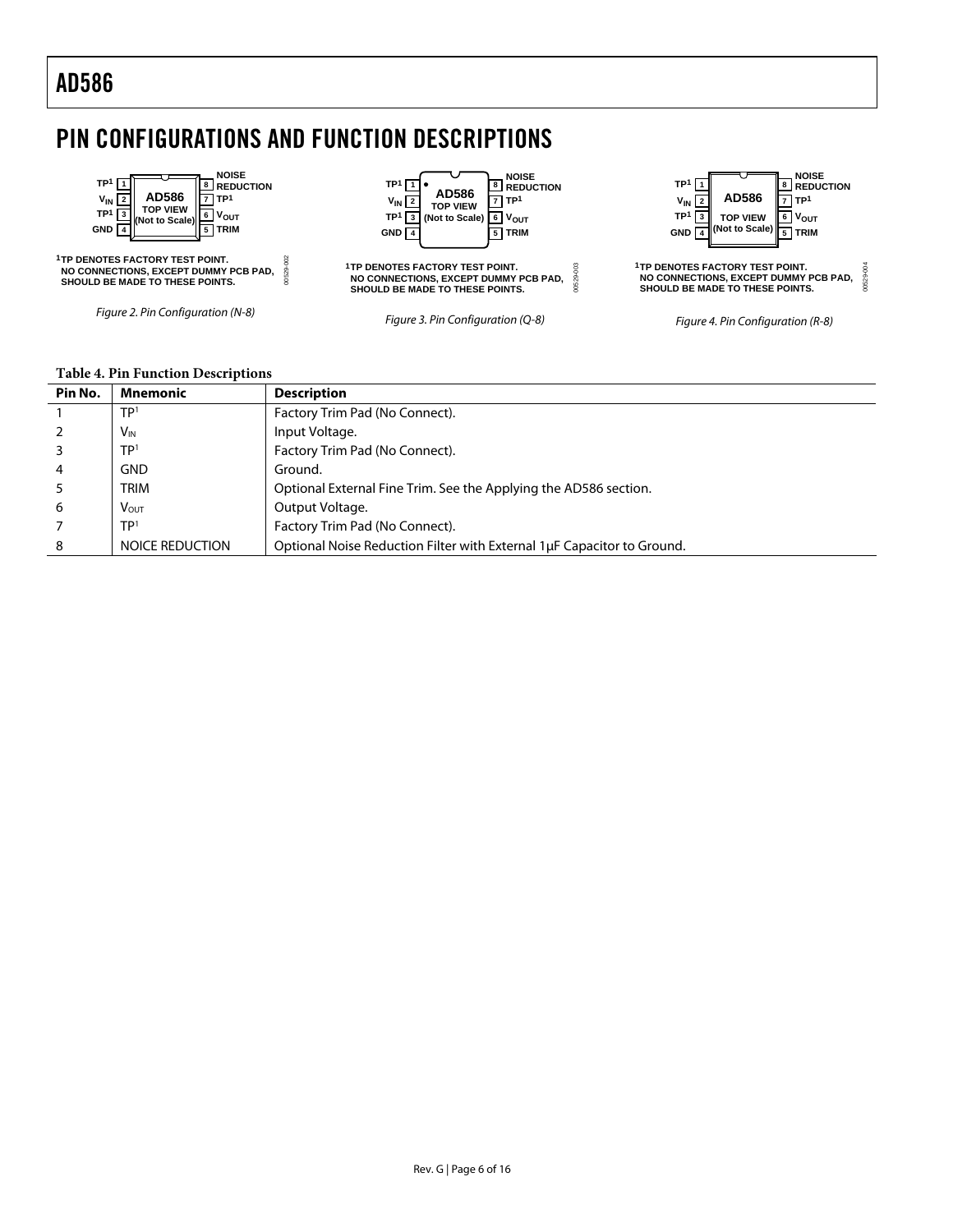# PIN CONFIGURATIONS AND FUNCTION DESCRIPTIONS

TP[1] 1 | $V_{IN}$ 2 | TP[1] 3 | GND 4 | AD586 TOP VIEW (Not to Scale) | 8 NOISE REDUCTION | 7 TP[1] | 6 $V_{OUT}$ | 5 TRIM

[1]TP DENOTES FACTORY TEST POINT. NO CONNECTIONS, EXCEPT DUMMY PCB PAD, SHOULD BE MADE TO THESE POINTS.

Figure 2. Pin Configuration (N-8)

TP[1] 1 | $V_{IN}$ 2 | TP[1] 3 | GND 4 | AD586 TOP VIEW (Not to Scale) | 8 NOISE REDUCTION | 7 TP[1] | 6 $V_{OUT}$ | 5 TRIM

[1]TP DENOTES FACTORY TEST POINT. NO CONNECTIONS, EXCEPT DUMMY PCB PAD, SHOULD BE MADE TO THESE POINTS.

Figure 3. Pin Configuration (Q-8)

TP[1] 1 | $V_{IN}$ 2 | TP[1] 3 | GND 4 | AD586 TOP VIEW (Not to Scale) | 8 NOISE REDUCTION | 7 TP[1] | 6 $V_{OUT}$ | 5 TRIM

[1]TP DENOTES FACTORY TEST POINT. NO CONNECTIONS, EXCEPT DUMMY PCB PAD, SHOULD BE MADE TO THESE POINTS.

Figure 4. Pin Configuration (R-8)

**Table 4. Pin Function Descriptions**

| Pin No. | Mnemonic | Description |
|---|---|---|
| 1 | TP[1] | Factory Trim Pad (No Connect). |
| 2 | $V_{IN}$ | Input Voltage. |
| 3 | TP[1] | Factory Trim Pad (No Connect). |
| 4 | GND | Ground. |
| 5 | TRIM | Optional External Fine Trim. See the Applying the AD586 section. |
| 6 | $V_{OUT}$ | Output Voltage. |
| 7 | TP[1] | Factory Trim Pad (No Connect). |
| 8 | NOICE REDUCTION | Optional Noise Reduction Filter with External 1µF Capacitor to Ground. |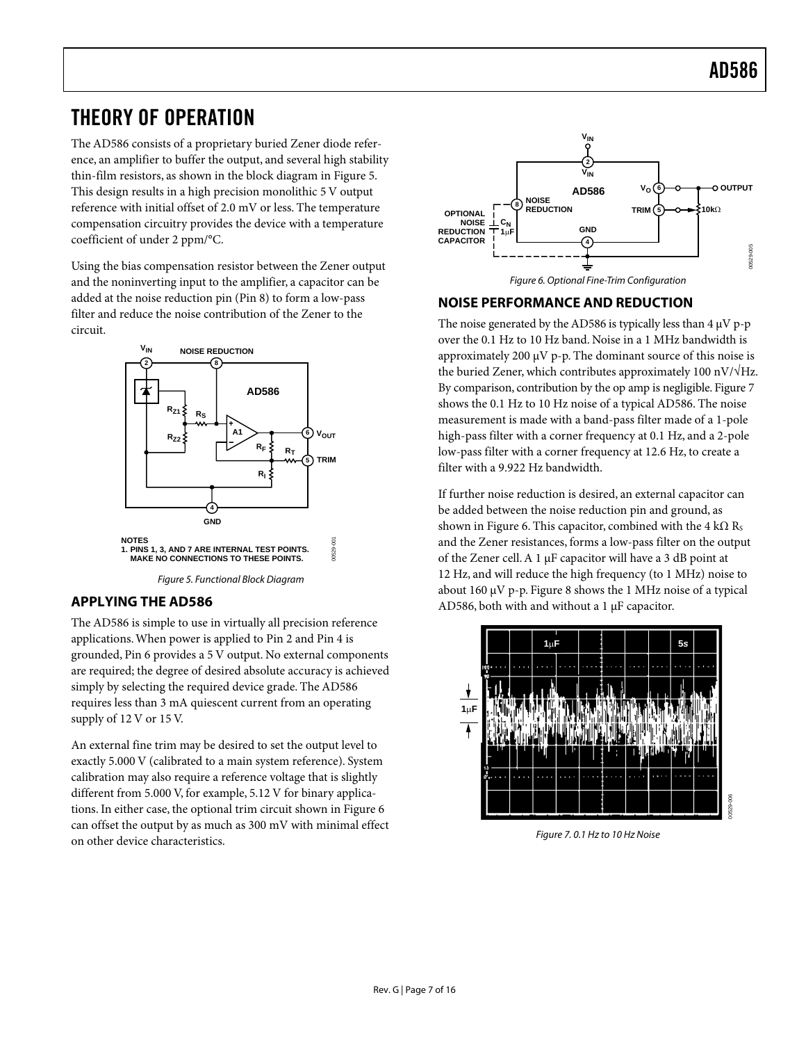# THEORY OF OPERATION

The AD586 consists of a proprietary buried Zener diode reference, an amplifier to buffer the output, and several high stability thin-film resistors, as shown in the block diagram in Figure 5. This design results in a high precision monolithic 5 V output reference with initial offset of 2.0 mV or less. The temperature compensation circuitry provides the device with a temperature coefficient of under 2 ppm/°C.

Using the bias compensation resistor between the Zener output and the noninverting input to the amplifier, a capacitor can be added at the noise reduction pin (Pin 8) to form a low-pass filter and reduce the noise contribution of the Zener to the circuit.

NOTES
1. PINS 1, 3, AND 7 ARE INTERNAL TEST POINTS. MAKE NO CONNECTIONS TO THESE POINTS.

*Figure 5. Functional Block Diagram*

## APPLYING THE AD586

The AD586 is simple to use in virtually all precision reference applications. When power is applied to Pin 2 and Pin 4 is grounded, Pin 6 provides a 5 V output. No external components are required; the degree of desired absolute accuracy is achieved simply by selecting the required device grade. The AD586 requires less than 3 mA quiescent current from an operating supply of 12 V or 15 V.

An external fine trim may be desired to set the output level to exactly 5.000 V (calibrated to a main system reference). System calibration may also require a reference voltage that is slightly different from 5.000 V, for example, 5.12 V for binary applications. In either case, the optional trim circuit shown in Figure 6 can offset the output by as much as 300 mV with minimal effect on other device characteristics.

*Figure 6. Optional Fine-Trim Configuration*

## NOISE PERFORMANCE AND REDUCTION

The noise generated by the AD586 is typically less than 4 μV p-p over the 0.1 Hz to 10 Hz band. Noise in a 1 MHz bandwidth is approximately 200 μV p-p. The dominant source of this noise is the buried Zener, which contributes approximately 100 nV/√Hz. By comparison, contribution by the op amp is negligible. Figure 7 shows the 0.1 Hz to 10 Hz noise of a typical AD586. The noise measurement is made with a band-pass filter made of a 1-pole high-pass filter with a corner frequency at 0.1 Hz, and a 2-pole low-pass filter with a corner frequency at 12.6 Hz, to create a filter with a 9.922 Hz bandwidth.

If further noise reduction is desired, an external capacitor can be added between the noise reduction pin and ground, as shown in Figure 6. This capacitor, combined with the 4 kΩ $R_S$ and the Zener resistances, forms a low-pass filter on the output of the Zener cell. A 1 μF capacitor will have a 3 dB point at 12 Hz, and will reduce the high frequency (to 1 MHz) noise to about 160 μV p-p. Figure 8 shows the 1 MHz noise of a typical AD586, both with and without a 1 μF capacitor.

*Figure 7. 0.1 Hz to 10 Hz Noise*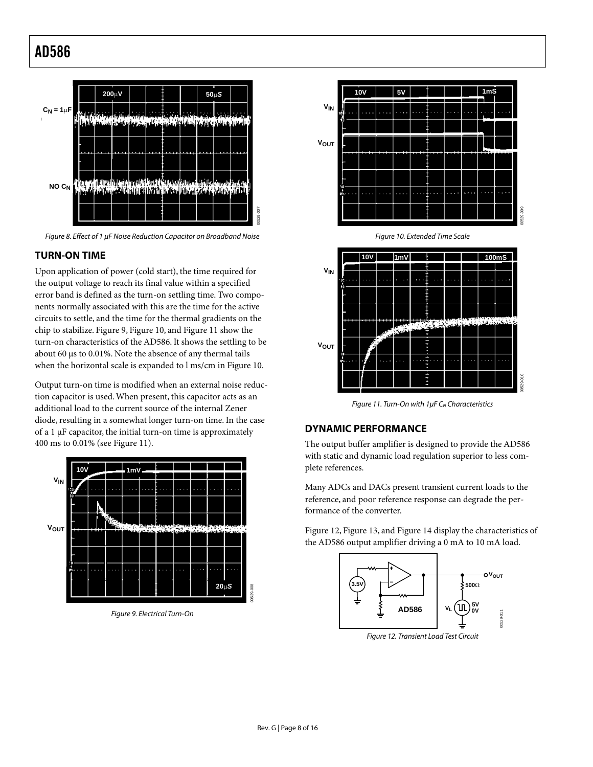Figure 8. Effect of 1 μF Noise Reduction Capacitor on Broadband Noise

## TURN-ON TIME

Upon application of power (cold start), the time required for the output voltage to reach its final value within a specified error band is defined as the turn-on settling time. Two components normally associated with this are the time for the active circuits to settle, and the time for the thermal gradients on the chip to stabilize. Figure 9, Figure 10, and Figure 11 show the turn-on characteristics of the AD586. It shows the settling to be about 60 μs to 0.01%. Note the absence of any thermal tails when the horizontal scale is expanded to l ms/cm in Figure 10.

Output turn-on time is modified when an external noise reduction capacitor is used. When present, this capacitor acts as an additional load to the current source of the internal Zener diode, resulting in a somewhat longer turn-on time. In the case of a 1 μF capacitor, the initial turn-on time is approximately 400 ms to 0.01% (see Figure 11).

Figure 9. Electrical Turn-On

Figure 10. Extended Time Scale

Figure 11. Turn-On with 1μF $C_N$ Characteristics

## DYNAMIC PERFORMANCE

The output buffer amplifier is designed to provide the AD586 with static and dynamic load regulation superior to less complete references.

Many ADCs and DACs present transient current loads to the reference, and poor reference response can degrade the performance of the converter.

Figure 12, Figure 13, and Figure 14 display the characteristics of the AD586 output amplifier driving a 0 mA to 10 mA load.

Figure 12. Transient Load Test Circuit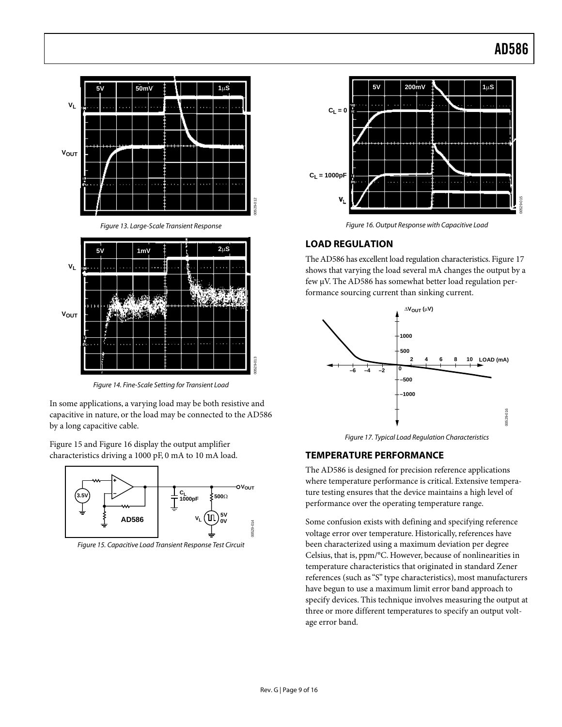Figure 13. Large-Scale Transient Response

Figure 14. Fine-Scale Setting for Transient Load

In some applications, a varying load may be both resistive and capacitive in nature, or the load may be connected to the AD586 by a long capacitive cable.

Figure 15 and Figure 16 display the output amplifier characteristics driving a 1000 pF, 0 mA to 10 mA load.

Figure 15. Capacitive Load Transient Response Test Circuit

Figure 16. Output Response with Capacitive Load

## LOAD REGULATION

The AD586 has excellent load regulation characteristics. Figure 17 shows that varying the load several mA changes the output by a few µV. The AD586 has somewhat better load regulation performance sourcing current than sinking current.

Figure 17. Typical Load Regulation Characteristics

## TEMPERATURE PERFORMANCE

The AD586 is designed for precision reference applications where temperature performance is critical. Extensive temperature testing ensures that the device maintains a high level of performance over the operating temperature range.

Some confusion exists with defining and specifying reference voltage error over temperature. Historically, references have been characterized using a maximum deviation per degree Celsius, that is, ppm/°C. However, because of nonlinearities in temperature characteristics that originated in standard Zener references (such as "S" type characteristics), most manufacturers have begun to use a maximum limit error band approach to specify devices. This technique involves measuring the output at three or more different temperatures to specify an output voltage error band.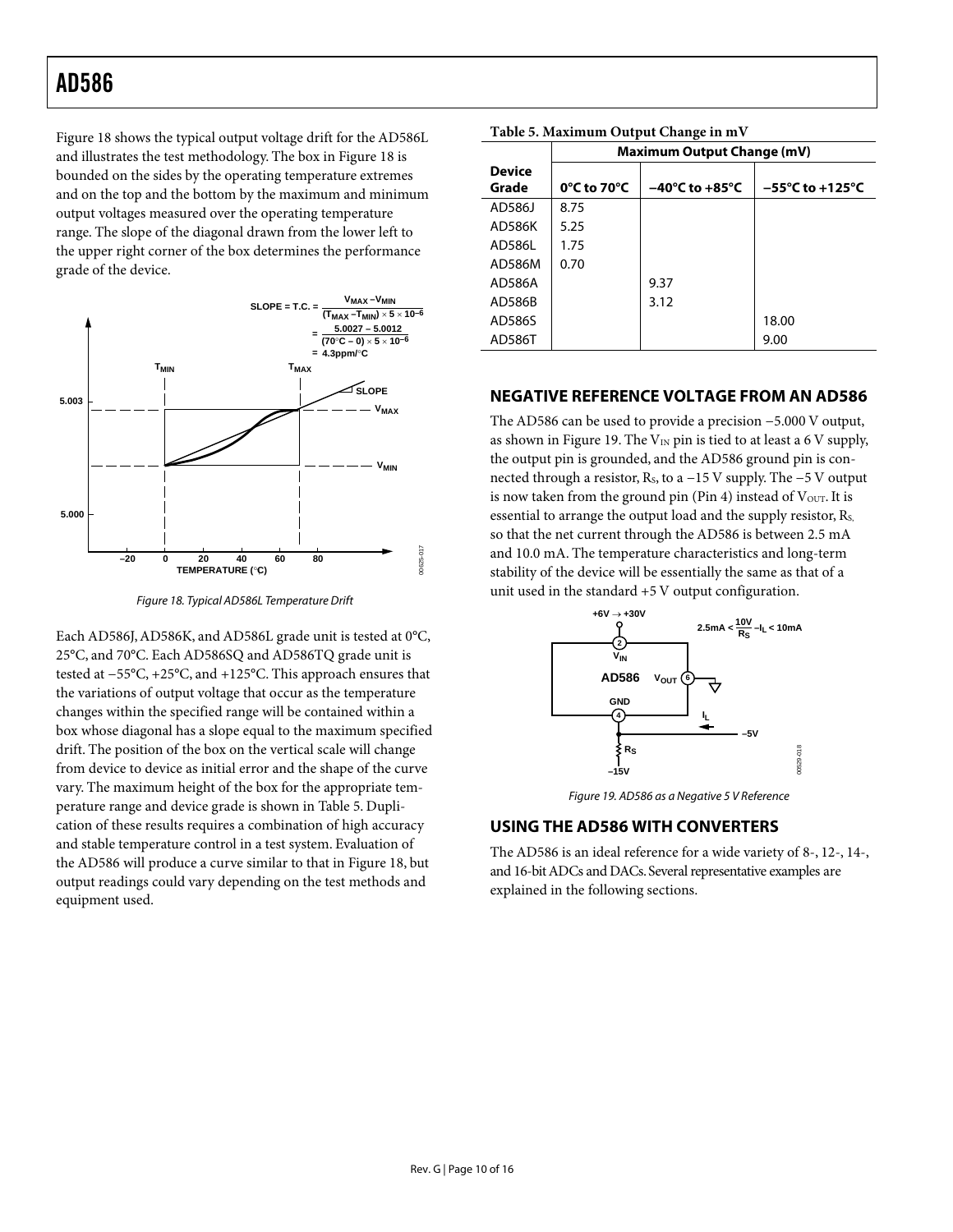Figure 18 shows the typical output voltage drift for the AD586L and illustrates the test methodology. The box in Figure 18 is bounded on the sides by the operating temperature extremes and on the top and the bottom by the maximum and minimum output voltages measured over the operating temperature range. The slope of the diagonal drawn from the lower left to the upper right corner of the box determines the performance grade of the device.

$$\text{SLOPE} = \text{T.C.} = \frac{V_{MAX} - V_{MIN}}{(T_{MAX} - T_{MIN}) \times 5 \times 10^{-6}} = \frac{5.0027 - 5.0012}{(70°C - 0) \times 5 \times 10^{-6}} = 4.3\text{ppm/°C}$$

*Figure 18. Typical AD586L Temperature Drift*

Each AD586J, AD586K, and AD586L grade unit is tested at 0°C, 25°C, and 70°C. Each AD586SQ and AD586TQ grade unit is tested at −55°C, +25°C, and +125°C. This approach ensures that the variations of output voltage that occur as the temperature changes within the specified range will be contained within a box whose diagonal has a slope equal to the maximum specified drift. The position of the box on the vertical scale will change from device to device as initial error and the shape of the curve vary. The maximum height of the box for the appropriate temperature range and device grade is shown in Table 5. Duplication of these results requires a combination of high accuracy and stable temperature control in a test system. Evaluation of the AD586 will produce a curve similar to that in Figure 18, but output readings could vary depending on the test methods and equipment used.

**Table 5. Maximum Output Change in mV**

| | Maximum Output Change (mV) | | |
|---|---|---|---|
| **Device Grade** | **0°C to 70°C** | **−40°C to +85°C** | **−55°C to +125°C** |
| AD586J | 8.75 | | |
| AD586K | 5.25 | | |
| AD586L | 1.75 | | |
| AD586M | 0.70 | | |
| AD586A | | 9.37 | |
| AD586B | | 3.12 | |
| AD586S | | | 18.00 |
| AD586T | | | 9.00 |

## NEGATIVE REFERENCE VOLTAGE FROM AN AD586

The AD586 can be used to provide a precision −5.000 V output, as shown in Figure 19. The $V_{IN}$ pin is tied to at least a 6 V supply, the output pin is grounded, and the AD586 ground pin is connected through a resistor, $R_S$, to a −15 V supply. The −5 V output is now taken from the ground pin (Pin 4) instead of $V_{OUT}$. It is essential to arrange the output load and the supply resistor, $R_S$, so that the net current through the AD586 is between 2.5 mA and 10.0 mA. The temperature characteristics and long-term stability of the device will be essentially the same as that of a unit used in the standard +5 V output configuration.

$$2.5\text{mA} < \frac{10\text{V}}{R_S} - I_L < 10\text{mA}$$

*Figure 19. AD586 as a Negative 5 V Reference*

## USING THE AD586 WITH CONVERTERS

The AD586 is an ideal reference for a wide variety of 8-, 12-, 14-, and 16-bit ADCs and DACs. Several representative examples are explained in the following sections.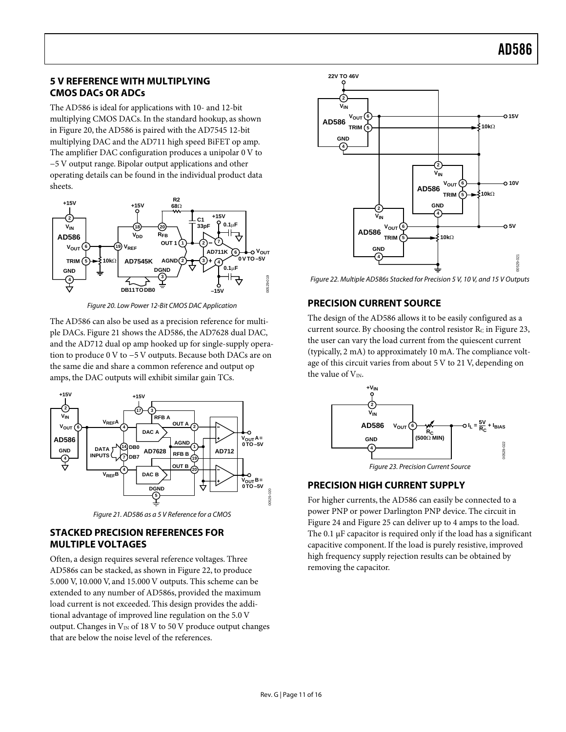## 5 V REFERENCE WITH MULTIPLYING CMOS DACs OR ADCs

The AD586 is ideal for applications with 10- and 12-bit multiplying CMOS DACs. In the standard hookup, as shown in Figure 20, the AD586 is paired with the AD7545 12-bit multiplying DAC and the AD711 high speed BiFET op amp. The amplifier DAC configuration produces a unipolar 0 V to −5 V output range. Bipolar output applications and other operating details can be found in the individual product data sheets.

*Figure 20. Low Power 12-Bit CMOS DAC Application*

The AD586 can also be used as a precision reference for multiple DACs. Figure 21 shows the AD586, the AD7628 dual DAC, and the AD712 dual op amp hooked up for single-supply operation to produce 0 V to −5 V outputs. Because both DACs are on the same die and share a common reference and output op amps, the DAC outputs will exhibit similar gain TCs.

*Figure 21. AD586 as a 5 V Reference for a CMOS*

## STACKED PRECISION REFERENCES FOR MULTIPLE VOLTAGES

Often, a design requires several reference voltages. Three AD586s can be stacked, as shown in Figure 22, to produce 5.000 V, 10.000 V, and 15.000 V outputs. This scheme can be extended to any number of AD586s, provided the maximum load current is not exceeded. This design provides the additional advantage of improved line regulation on the 5.0 V output. Changes in $V_{IN}$ of 18 V to 50 V produce output changes that are below the noise level of the references.

*Figure 22. Multiple AD586s Stacked for Precision 5 V, 10 V, and 15 V Outputs*

## PRECISION CURRENT SOURCE

The design of the AD586 allows it to be easily configured as a current source. By choosing the control resistor $R_C$ in Figure 23, the user can vary the load current from the quiescent current (typically, 2 mA) to approximately 10 mA. The compliance voltage of this circuit varies from about 5 V to 21 V, depending on the value of $V_{IN}$.

*Figure 23. Precision Current Source*

## PRECISION HIGH CURRENT SUPPLY

For higher currents, the AD586 can easily be connected to a power PNP or power Darlington PNP device. The circuit in Figure 24 and Figure 25 can deliver up to 4 amps to the load. The 0.1 µF capacitor is required only if the load has a significant capacitive component. If the load is purely resistive, improved high frequency supply rejection results can be obtained by removing the capacitor.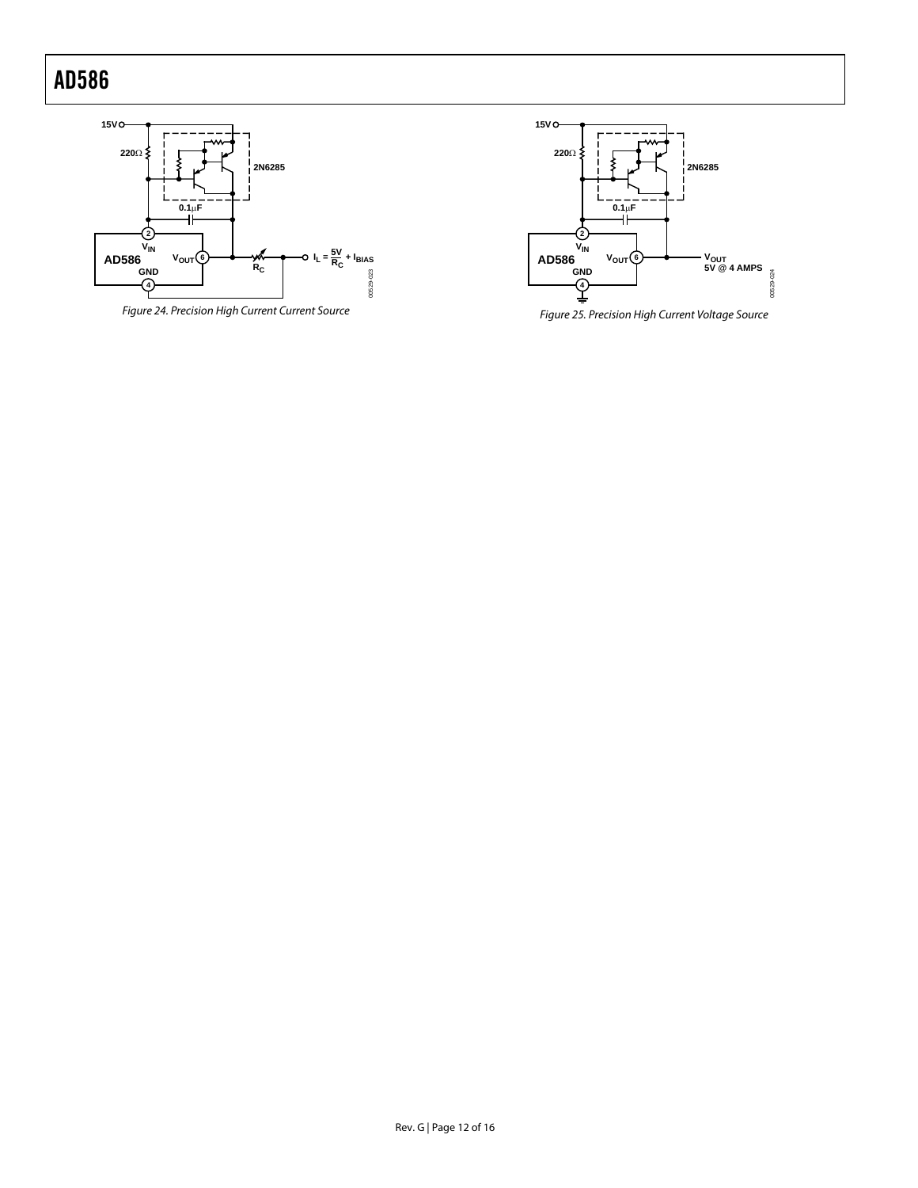Figure 24. Precision High Current Current Source

Figure 25. Precision High Current Voltage Source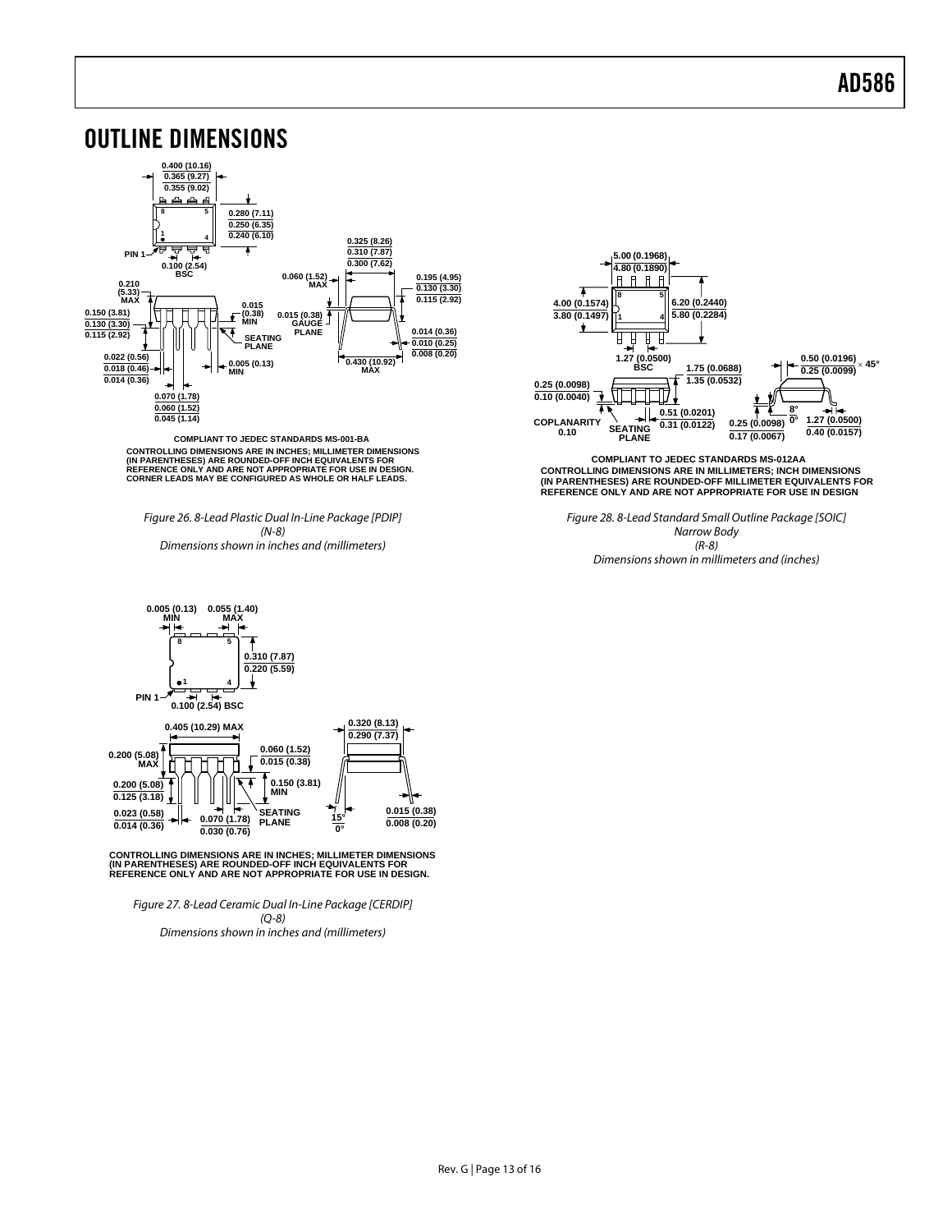# OUTLINE DIMENSIONS

COMPLIANT TO JEDEC STANDARDS MS-001-BA
CONTROLLING DIMENSIONS ARE IN INCHES; MILLIMETER DIMENSIONS (IN PARENTHESES) ARE ROUNDED-OFF INCH EQUIVALENTS FOR REFERENCE ONLY AND ARE NOT APPROPRIATE FOR USE IN DESIGN.
CORNER LEADS MAY BE CONFIGURED AS WHOLE OR HALF LEADS.

*Figure 26. 8-Lead Plastic Dual In-Line Package [PDIP] (N-8)*
*Dimensions shown in inches and (millimeters)*

CONTROLLING DIMENSIONS ARE IN INCHES; MILLIMETER DIMENSIONS (IN PARENTHESES) ARE ROUNDED-OFF INCH EQUIVALENTS FOR REFERENCE ONLY AND ARE NOT APPROPRIATE FOR USE IN DESIGN.

*Figure 27. 8-Lead Ceramic Dual In-Line Package [CERDIP] (Q-8)*
*Dimensions shown in inches and (millimeters)*

COMPLIANT TO JEDEC STANDARDS MS-012AA
CONTROLLING DIMENSIONS ARE IN MILLIMETERS; INCH DIMENSIONS (IN PARENTHESES) ARE ROUNDED-OFF MILLIMETER EQUIVALENTS FOR REFERENCE ONLY AND ARE NOT APPROPRIATE FOR USE IN DESIGN

*Figure 28. 8-Lead Standard Small Outline Package [SOIC] Narrow Body (R-8)*
*Dimensions shown in millimeters and (inches)*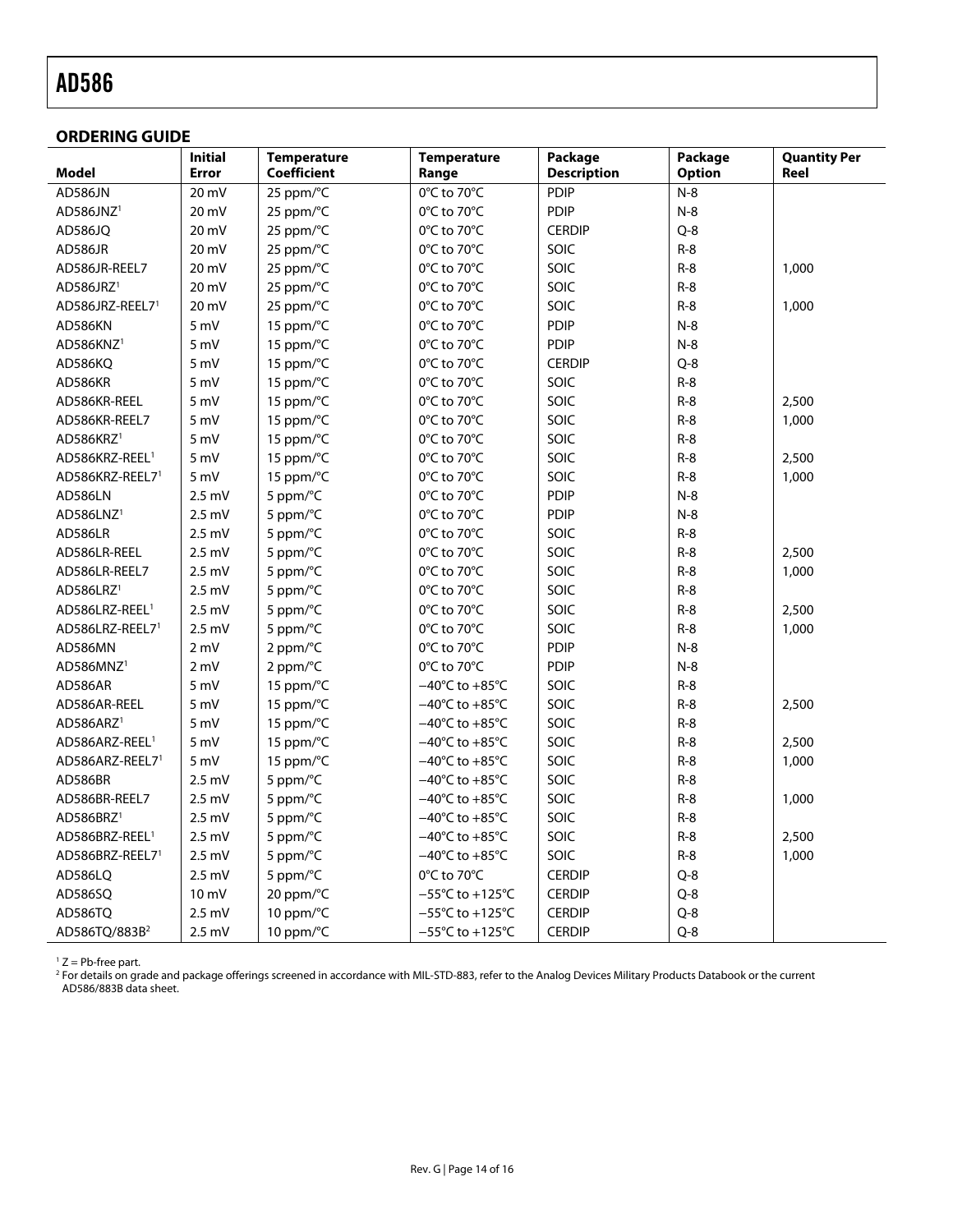## ORDERING GUIDE

| Model | Initial Error | Temperature Coefficient | Temperature Range | Package Description | Package Option | Quantity Per Reel |
|---|---|---|---|---|---|---|
| AD586JN | 20 mV | 25 ppm/°C | 0°C to 70°C | PDIP | N-8 | |
| AD586JNZ[1] | 20 mV | 25 ppm/°C | 0°C to 70°C | PDIP | N-8 | |
| AD586JQ | 20 mV | 25 ppm/°C | 0°C to 70°C | CERDIP | Q-8 | |
| AD586JR | 20 mV | 25 ppm/°C | 0°C to 70°C | SOIC | R-8 | |
| AD586JR-REEL7 | 20 mV | 25 ppm/°C | 0°C to 70°C | SOIC | R-8 | 1,000 |
| AD586JRZ[1] | 20 mV | 25 ppm/°C | 0°C to 70°C | SOIC | R-8 | |
| AD586JRZ-REEL7[1] | 20 mV | 25 ppm/°C | 0°C to 70°C | SOIC | R-8 | 1,000 |
| AD586KN | 5 mV | 15 ppm/°C | 0°C to 70°C | PDIP | N-8 | |
| AD586KNZ[1] | 5 mV | 15 ppm/°C | 0°C to 70°C | PDIP | N-8 | |
| AD586KQ | 5 mV | 15 ppm/°C | 0°C to 70°C | CERDIP | Q-8 | |
| AD586KR | 5 mV | 15 ppm/°C | 0°C to 70°C | SOIC | R-8 | |
| AD586KR-REEL | 5 mV | 15 ppm/°C | 0°C to 70°C | SOIC | R-8 | 2,500 |
| AD586KR-REEL7 | 5 mV | 15 ppm/°C | 0°C to 70°C | SOIC | R-8 | 1,000 |
| AD586KRZ[1] | 5 mV | 15 ppm/°C | 0°C to 70°C | SOIC | R-8 | |
| AD586KRZ-REEL[1] | 5 mV | 15 ppm/°C | 0°C to 70°C | SOIC | R-8 | 2,500 |
| AD586KRZ-REEL7[1] | 5 mV | 15 ppm/°C | 0°C to 70°C | SOIC | R-8 | 1,000 |
| AD586LN | 2.5 mV | 5 ppm/°C | 0°C to 70°C | PDIP | N-8 | |
| AD586LNZ[1] | 2.5 mV | 5 ppm/°C | 0°C to 70°C | PDIP | N-8 | |
| AD586LR | 2.5 mV | 5 ppm/°C | 0°C to 70°C | SOIC | R-8 | |
| AD586LR-REEL | 2.5 mV | 5 ppm/°C | 0°C to 70°C | SOIC | R-8 | 2,500 |
| AD586LR-REEL7 | 2.5 mV | 5 ppm/°C | 0°C to 70°C | SOIC | R-8 | 1,000 |
| AD586LRZ[1] | 2.5 mV | 5 ppm/°C | 0°C to 70°C | SOIC | R-8 | |
| AD586LRZ-REEL[1] | 2.5 mV | 5 ppm/°C | 0°C to 70°C | SOIC | R-8 | 2,500 |
| AD586LRZ-REEL7[1] | 2.5 mV | 5 ppm/°C | 0°C to 70°C | SOIC | R-8 | 1,000 |
| AD586MN | 2 mV | 2 ppm/°C | 0°C to 70°C | PDIP | N-8 | |
| AD586MNZ[1] | 2 mV | 2 ppm/°C | 0°C to 70°C | PDIP | N-8 | |
| AD586AR | 5 mV | 15 ppm/°C | −40°C to +85°C | SOIC | R-8 | |
| AD586AR-REEL | 5 mV | 15 ppm/°C | −40°C to +85°C | SOIC | R-8 | 2,500 |
| AD586ARZ[1] | 5 mV | 15 ppm/°C | −40°C to +85°C | SOIC | R-8 | |
| AD586ARZ-REEL[1] | 5 mV | 15 ppm/°C | −40°C to +85°C | SOIC | R-8 | 2,500 |
| AD586ARZ-REEL7[1] | 5 mV | 15 ppm/°C | −40°C to +85°C | SOIC | R-8 | 1,000 |
| AD586BR | 2.5 mV | 5 ppm/°C | −40°C to +85°C | SOIC | R-8 | |
| AD586BR-REEL7 | 2.5 mV | 5 ppm/°C | −40°C to +85°C | SOIC | R-8 | 1,000 |
| AD586BRZ[1] | 2.5 mV | 5 ppm/°C | −40°C to +85°C | SOIC | R-8 | |
| AD586BRZ-REEL[1] | 2.5 mV | 5 ppm/°C | −40°C to +85°C | SOIC | R-8 | 2,500 |
| AD586BRZ-REEL7[1] | 2.5 mV | 5 ppm/°C | −40°C to +85°C | SOIC | R-8 | 1,000 |
| AD586LQ | 2.5 mV | 5 ppm/°C | 0°C to 70°C | CERDIP | Q-8 | |
| AD586SQ | 10 mV | 20 ppm/°C | −55°C to +125°C | CERDIP | Q-8 | |
| AD586TQ | 2.5 mV | 10 ppm/°C | −55°C to +125°C | CERDIP | Q-8 | |
| AD586TQ/883B[2] | 2.5 mV | 10 ppm/°C | −55°C to +125°C | CERDIP | Q-8 | |

[1] Z = Pb-free part.

[2] For details on grade and package offerings screened in accordance with MIL-STD-883, refer to the Analog Devices Military Products Databook or the current AD586/883B data sheet.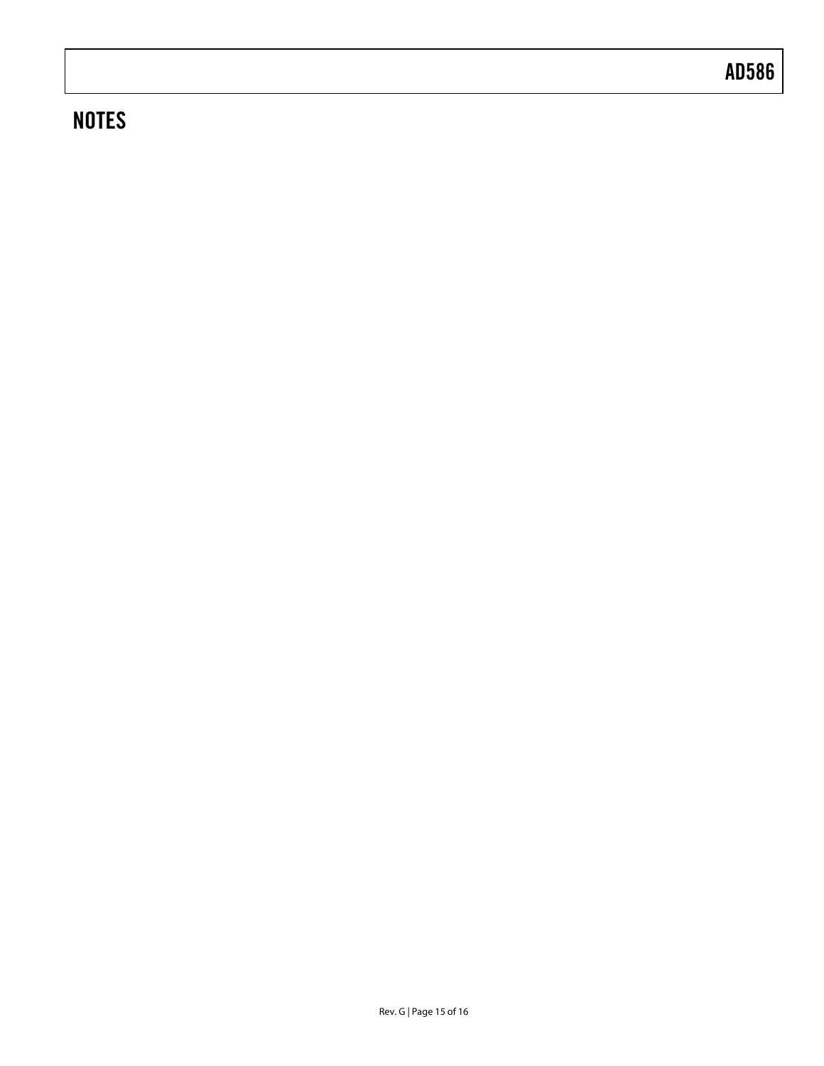# NOTES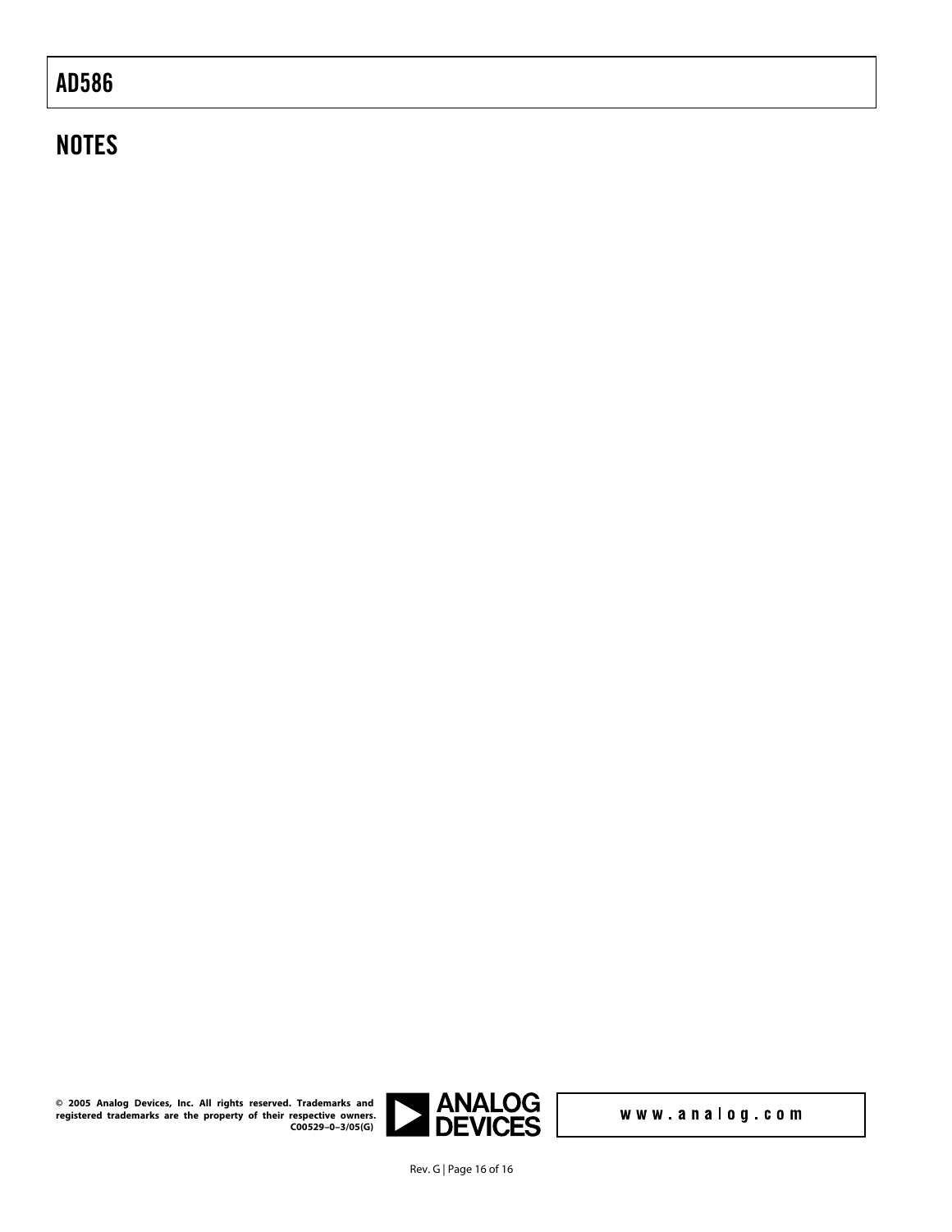## NOTES

© 2005 Analog Devices, Inc. All rights reserved. Trademarks and registered trademarks are the property of their respective owners. C00529–0–3/05(G)

www.analog.com